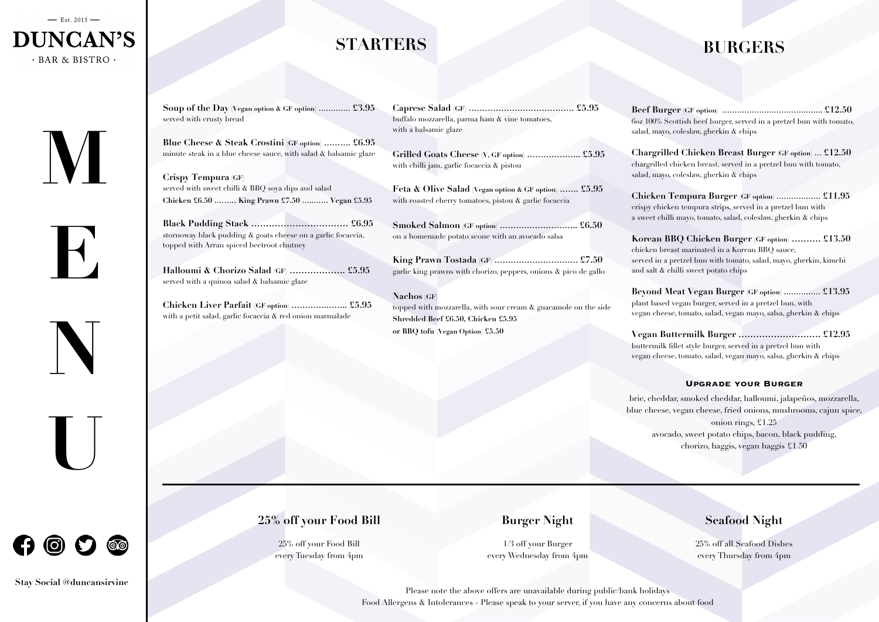— Est. 2015 —

# DUNCAN'S

· BAR & BISTRO ·

# MENU

## STARTERS

**Soup of the Day** (Vegan option & GF option) ............. £3.95
served with crusty bread

**Blue Cheese & Steak Crostini** (GF option) .......... £6.95
minute steak in a blue cheese sauce, with salad & balsamic glaze

**Crispy Tempura** (GF)
served with sweet chilli & BBQ soya dips and salad
**Chicken £6.50 ......... King Prawn £7.50 ........... Vegan £5.95**

**Black Pudding Stack** ................................. £6.95
stornoway black pudding & goats cheese on a garlic focaccia, topped with Arran spiced beetroot chutney

**Halloumi & Chorizo Salad** (GF) ................... £5.95
served with a quinoa salad & balsamic glaze

**Chicken Liver Parfait** (GF option) ..................... £5.95
with a petit salad, garlic focaccia & red onion marmalade

**Caprese Salad** (GF) ...................................... £5.95
buffalo mozzarella, parma ham & vine tomatoes, with a balsamic glaze

**Grilled Goats Cheese** (V, GF option) .................... £5.95
with chilli jam, garlic focaccia & pistou

**Feta & Olive Salad** (Vegan option & GF option) ....... £5.95
with roasted cherry tomatoes, pistou & garlic focaccia

**Smoked Salmon** (GF option) ............................. £6.50
on a homemade potato scone with an avocado salsa

**King Prawn Tostada** (GF) .............................. £7.50
garlic king prawns with chorizo, peppers, onions & pico de gallo

**Nachos** (GF)
topped with mozzarella, with sour cream & guacamole on the side
**Shredded Beef £6.50, Chicken £5.95**
**or BBQ tofu (Vegan Option) £5.50**

## BURGERS

**Beef Burger** (GF option) ........................................ £12.50
6oz 100% Scottish beef burger, served in a pretzel bun with tomato, salad, mayo, coleslaw, gherkin & chips

**Chargrilled Chicken Breast Burger** (GF option) ... £12.50
chargrilled chicken breast, served in a pretzel bun with tomato, salad, mayo, coleslaw, gherkin & chips

**Chicken Tempura Burger** (GF option) ................. £11.95
crispy chicken tempura strips, served in a pretzel bun with a sweet chilli mayo, tomato, salad, coleslaw, gherkin & chips

**Korean BBQ Chicken Burger** (GF option) .......... £13.50
chicken breast marinated in a Korean BBQ sauce, served in a pretzel bun with tomato, salad, mayo, gherkin, kimchi and salt & chilli sweet potato chips

**Beyond Meat Vegan Burger** (GF option) .............. £13.95
plant based vegan burger, served in a pretzel bun, with vegan cheese, tomato, salad, vegan mayo, salsa, gherkin & chips

**Vegan Buttermilk Burger** ............................ £12.95
buttermilk fillet style burger, served in a pretzel bun with vegan cheese, tomato, salad, vegan mayo, salsa, gherkin & chips

### Upgrade your Burger

brie, cheddar, smoked cheddar, halloumi, jalapeños, mozzarella, blue cheese, vegan cheese, fried onions, mushrooms, cajun spice, onion rings, £1.25
avocado, sweet potato chips, bacon, black pudding, chorizo, haggis, vegan haggis £1.50

---

### 25% off your Food Bill

25% off your Food Bill
every Tuesday from 4pm

### Burger Night

1/3 off your Burger
every Wednesday from 4pm

### Seafood Night

25% off all Seafood Dishes
every Thursday from 4pm

Please note the above offers are unavailable during public/bank holidays
Food Allergens & Intolerances - Please speak to your server, if you have any concerns about food

**Stay Social @duncansirvine**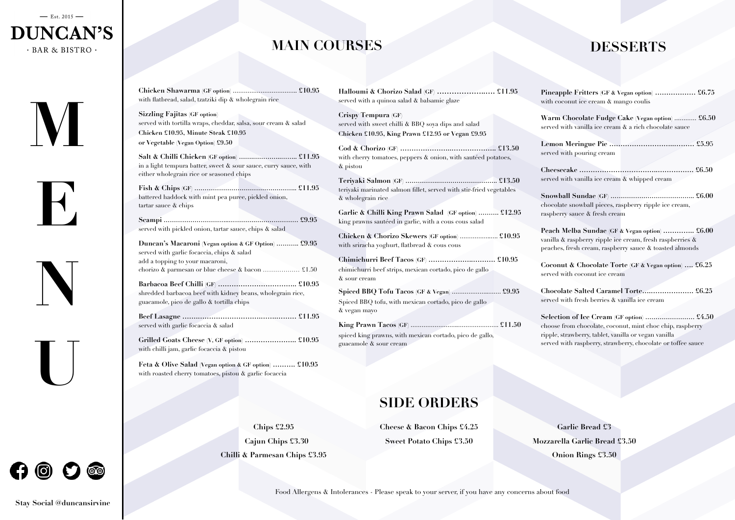— Est. 2015 —

# DUNCAN'S

· BAR & BISTRO ·

# MENU

## MAIN COURSES

**Chicken Shawarma** (GF option) .................................... £10.95
with flatbread, salad, tzatziki dip & wholegrain rice

**Sizzling Fajitas** (GF option)
served with tortilla wraps, cheddar, salsa, sour cream & salad
**Chicken £10.95, Minute Steak £10.95**
**or Vegetable** (Vegan Option) **£9.50**

**Salt & Chilli Chicken** (GF option) .............................. £11.95
in a light tempura batter, sweet & sour sauce, curry sauce, with either wholegrain rice or seasoned chips

**Fish & Chips** (GF) .................................................. £11.95
battered haddock with mint pea puree, pickled onion, tartar sauce & chips

**Scampi** .................................................................. £9.95
served with pickled onion, tartar sauce, chips & salad

**Duncan's Macaroni** (Vegan option & GF Option) ........... £9.95
served with garlic focaccia, chips & salad
add a topping to your macaroni,
chorizo & parmesan or blue cheese & bacon .................. £1.50

**Barbacoa Beef Chilli** (GF) .................................... £10.95
shredded barbacoa beef with kidney beans, wholegrain rice, guacamole, pico de gallo & tortilla chips

**Beef Lasagne** .................................................... £11.95
served with garlic focaccia & salad

**Grilled Goats Cheese** (V, GF option) ....................... £10.95
with chilli jam, garlic focaccia & pistou

**Feta & Olive Salad** (Vegan option & GF option) .......... £10.95
with roasted cherry tomatoes, pistou & garlic focaccia

**Halloumi & Chorizo Salad** (GF) ............................. £11.95
served with a quinoa salad & balsamic glaze

**Crispy Tempura** (GF)
served with sweet chilli & BBQ soya dips and salad
**Chicken £10.95, King Prawn £12.95 or Vegan £9.95**

**Cod & Chorizo** (GF) ........................................... £13.50
with cherry tomatoes, peppers & onion, with sautéed potatoes, & pistou

**Teriyaki Salmon** (GF) ......................................... £13.50
teriyaki marinated salmon fillet, served with stir-fried vegetables & wholegrain rice

**Garlic & Chilli King Prawn Salad** (GF option) .......... £12.95
king prawns sautéed in garlic, with a cous cous salad

**Chicken & Chorizo Skewers** (GF option) ..................... £10.95
with sriracha yoghurt, flatbread & cous cous

**Chimichurri Beef Tacos** (GF) ............................... £10.95
chimichurri beef strips, mexican cortado, pico de gallo & sour cream

**Spiced BBQ Tofu Tacos** (GF & Vegan) ........................... £9.95
Spiced BBQ tofu, with mexican cortado, pico de gallo & vegan mayo

**King Prawn Tacos** (GF) ............................................... £11.50
spiced king prawns, with mexican cortado, pico de gallo, guacamole & sour cream

## DESSERTS

**Pineapple Fritters** (GF & Vegan option) .................. £6.75
with coconut ice cream & mango coulis

**Warm Chocolate Fudge Cake** (Vegan option) ............ £6.50
served with vanilla ice cream & a rich chocolate sauce

**Lemon Meringue Pie** ........................................... £5.95
served with pouring cream

**Cheesecake** ...................................................... £6.50
served with vanilla ice cream & whipped cream

**Snowball Sundae** (GF) ........................................ £6.00
chocolate snowball pieces, raspberry ripple ice cream, raspberry sauce & fresh cream

**Peach Melba Sundae** (GF & Vegan option) ............. £6.00
vanilla & raspberry ripple ice cream, fresh raspberries & peaches, fresh cream, raspberry sauce & toasted almonds

**Coconut & Chocolate Torte** (GF & Vegan option) .... £6.25
served with coconut ice cream

**Chocolate Salted Caramel Torte** ........................ £6.25
served with fresh berries & vanilla ice cream

**Selection of Ice Cream** (GF option) ........................ £4.50
choose from chocolate, coconut, mint choc chip, raspberry ripple, strawberry, tablet, vanilla or vegan vanilla
served with raspberry, strawberry, chocolate or toffee sauce

## SIDE ORDERS

**Chips £2.95**
**Cajun Chips £3.30**
**Chilli & Parmesan Chips £3.95**
**Cheese & Bacon Chips £4.25**
**Sweet Potato Chips £3.50**
**Garlic Bread £3**
**Mozzarella Garlic Bread £3.50**
**Onion Rings £3.50**

Food Allergens & Intolerances - Please speak to your server, if you have any concerns about food

**Stay Social @duncansirvine**